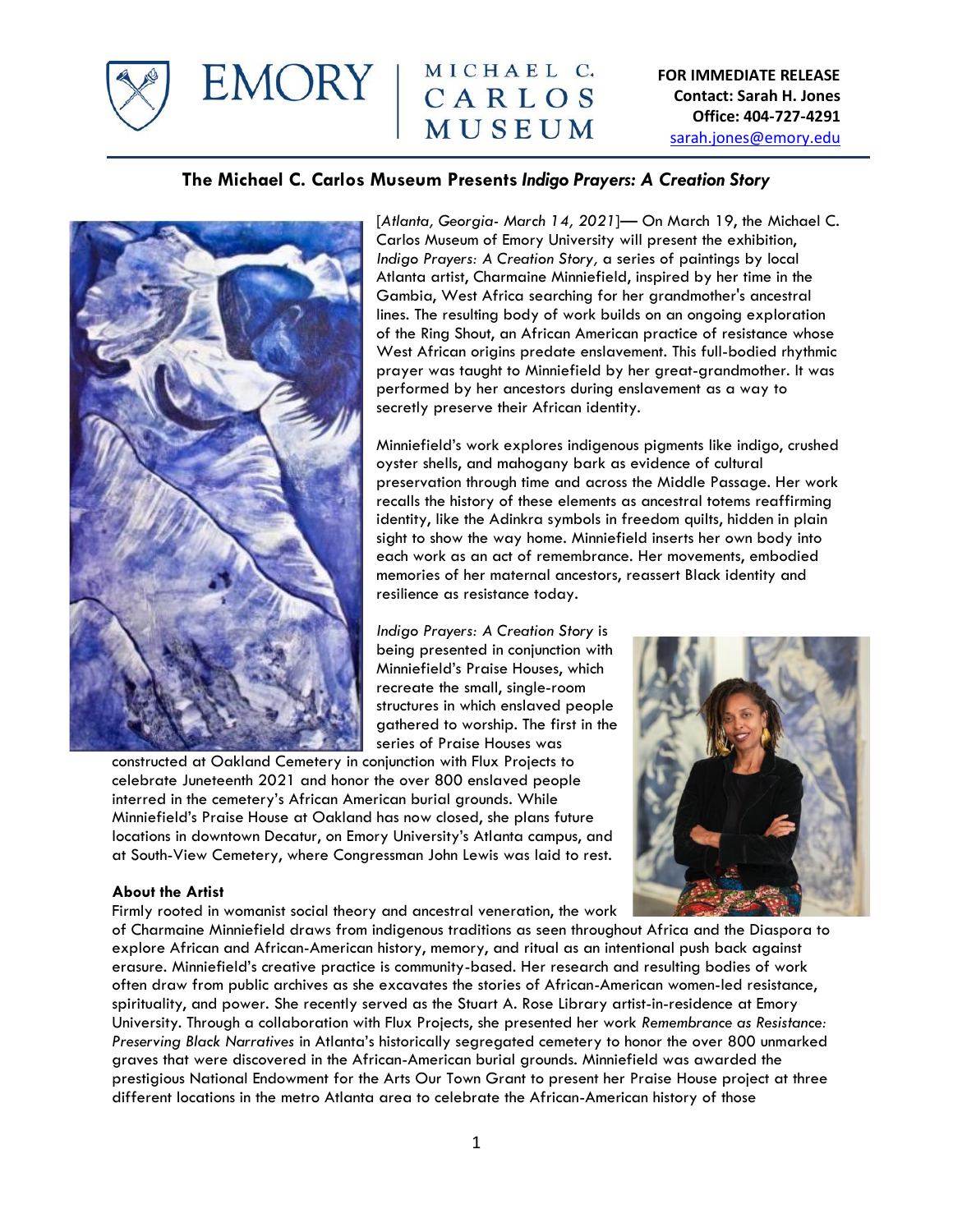EMORY | MICHAEL C. CARLOS MUSEUM

**FOR IMMEDIATE RELEASE**
**Contact: Sarah H. Jones**
**Office: 404-727-4291**
sarah.jones@emory.edu

## The Michael C. Carlos Museum Presents *Indigo Prayers: A Creation Story*

[*Atlanta, Georgia- March 14, 2021*]— On March 19, the Michael C. Carlos Museum of Emory University will present the exhibition, *Indigo Prayers: A Creation Story,* a series of paintings by local Atlanta artist, Charmaine Minniefield, inspired by her time in the Gambia, West Africa searching for her grandmother's ancestral lines. The resulting body of work builds on an ongoing exploration of the Ring Shout, an African American practice of resistance whose West African origins predate enslavement. This full-bodied rhythmic prayer was taught to Minniefield by her great-grandmother. It was performed by her ancestors during enslavement as a way to secretly preserve their African identity.

Minniefield's work explores indigenous pigments like indigo, crushed oyster shells, and mahogany bark as evidence of cultural preservation through time and across the Middle Passage. Her work recalls the history of these elements as ancestral totems reaffirming identity, like the Adinkra symbols in freedom quilts, hidden in plain sight to show the way home. Minniefield inserts her own body into each work as an act of remembrance. Her movements, embodied memories of her maternal ancestors, reassert Black identity and resilience as resistance today.

*Indigo Prayers: A Creation Story* is being presented in conjunction with Minniefield's Praise Houses, which recreate the small, single-room structures in which enslaved people gathered to worship. The first in the series of Praise Houses was constructed at Oakland Cemetery in conjunction with Flux Projects to celebrate Juneteenth 2021 and honor the over 800 enslaved people interred in the cemetery's African American burial grounds. While Minniefield's Praise House at Oakland has now closed, she plans future locations in downtown Decatur, on Emory University's Atlanta campus, and at South-View Cemetery, where Congressman John Lewis was laid to rest.

**About the Artist**

Firmly rooted in womanist social theory and ancestral veneration, the work of Charmaine Minniefield draws from indigenous traditions as seen throughout Africa and the Diaspora to explore African and African-American history, memory, and ritual as an intentional push back against erasure. Minniefield's creative practice is community-based. Her research and resulting bodies of work often draw from public archives as she excavates the stories of African-American women-led resistance, spirituality, and power. She recently served as the Stuart A. Rose Library artist-in-residence at Emory University. Through a collaboration with Flux Projects, she presented her work *Remembrance as Resistance: Preserving Black Narratives* in Atlanta's historically segregated cemetery to honor the over 800 unmarked graves that were discovered in the African-American burial grounds. Minniefield was awarded the prestigious National Endowment for the Arts Our Town Grant to present her Praise House project at three different locations in the metro Atlanta area to celebrate the African-American history of those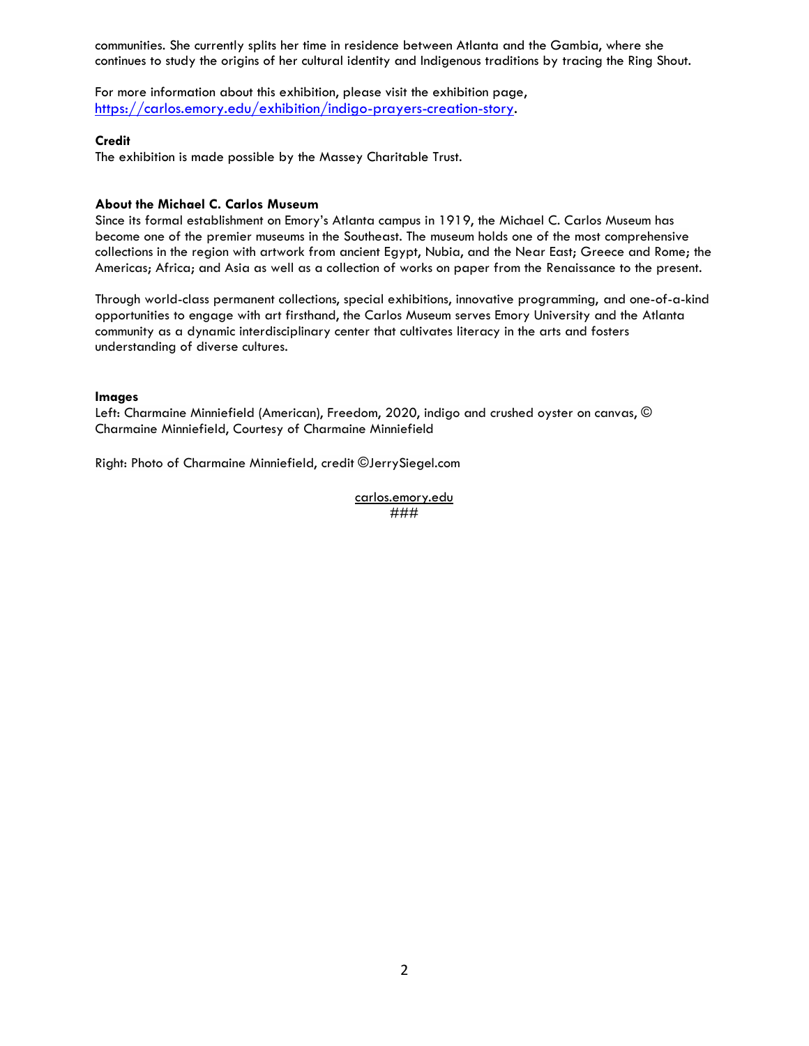communities. She currently splits her time in residence between Atlanta and the Gambia, where she continues to study the origins of her cultural identity and Indigenous traditions by tracing the Ring Shout.

For more information about this exhibition, please visit the exhibition page, [https://carlos.emory.edu/exhibition/indigo-prayers-creation-story](https://carlos.emory.edu/exhibition/indigo-prayers-creation-story).

**Credit**

The exhibition is made possible by the Massey Charitable Trust.

**About the Michael C. Carlos Museum**

Since its formal establishment on Emory's Atlanta campus in 1919, the Michael C. Carlos Museum has become one of the premier museums in the Southeast. The museum holds one of the most comprehensive collections in the region with artwork from ancient Egypt, Nubia, and the Near East; Greece and Rome; the Americas; Africa; and Asia as well as a collection of works on paper from the Renaissance to the present.

Through world-class permanent collections, special exhibitions, innovative programming, and one-of-a-kind opportunities to engage with art firsthand, the Carlos Museum serves Emory University and the Atlanta community as a dynamic interdisciplinary center that cultivates literacy in the arts and fosters understanding of diverse cultures.

**Images**

Left: Charmaine Minniefield (American), Freedom, 2020, indigo and crushed oyster on canvas, © Charmaine Minniefield, Courtesy of Charmaine Minniefield

Right: Photo of Charmaine Minniefield, credit ©JerrySiegel.com

carlos.emory.edu

###